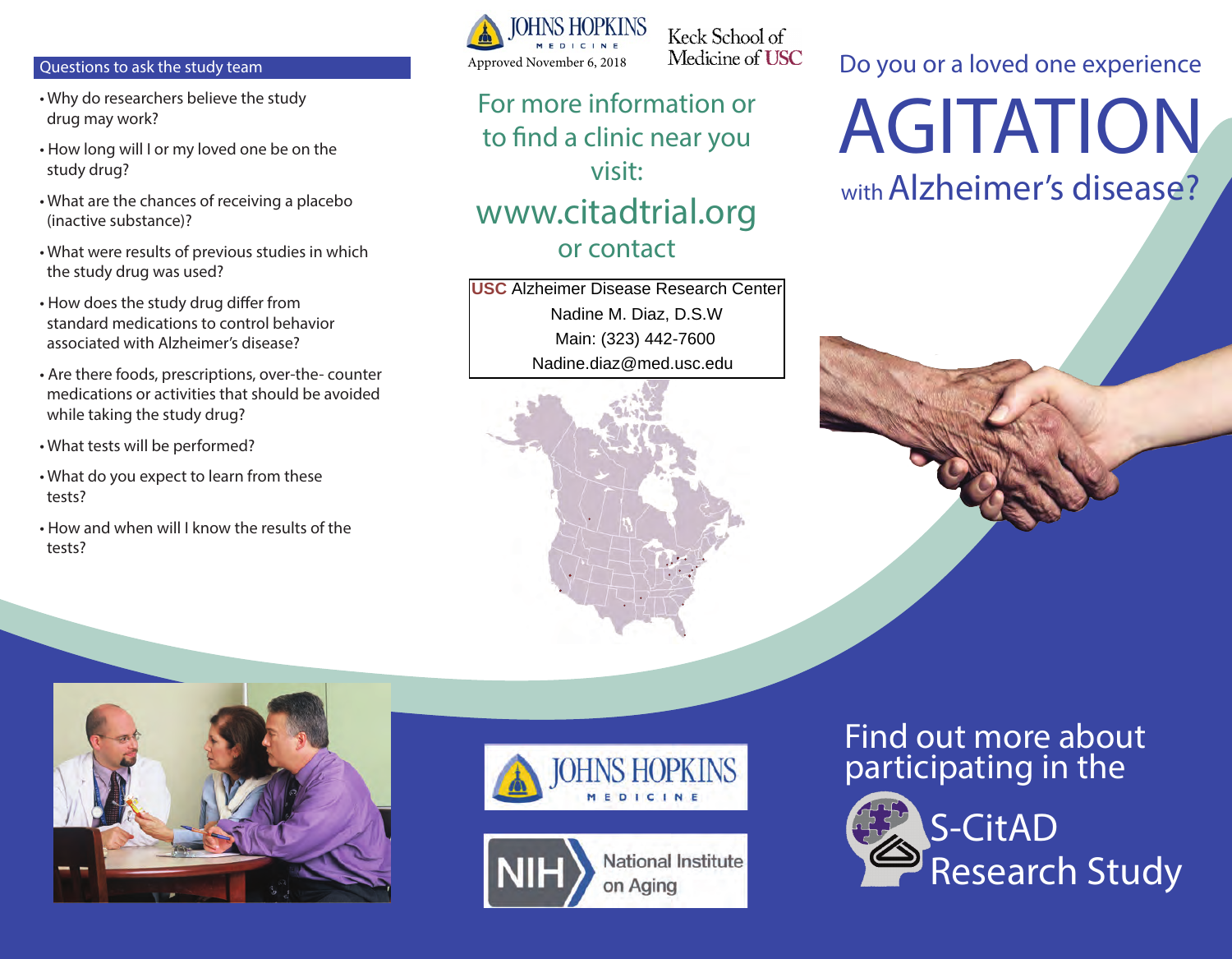## Questions to ask the study team

- Why do researchers believe the study drug may work?
- How long will I or my loved one be on the study drug?
- What are the chances of receiving a placebo (inactive substance)?
- What were results of previous studies in which the study drug was used?
- How does the study drug differ from standard medications to control behavior associated with Alzheimer's disease?
- Are there foods, prescriptions, over-the- counter medications or activities that should be avoided while taking the study drug?
- What tests will be performed?
- What do you expect to learn from these tests?
- How and when will I know the results of the tests?

JOHNS HOPKINS MEDICINE

Approved November 6, 2018

Keck School of Medicine of USC

For more information or to find a clinic near you visit:

www.citadtrial.org

or contact

**USC** Alzheimer Disease Research Center
Nadine M. Diaz, D.S.W
Main: (323) 442-7600
Nadine.diaz@med.usc.edu

JOHNS HOPKINS MEDICINE

NIH National Institute on Aging

Do you or a loved one experience

# AGITATION

## with Alzheimer's disease?

Find out more about participating in the

## S-CitAD Research Study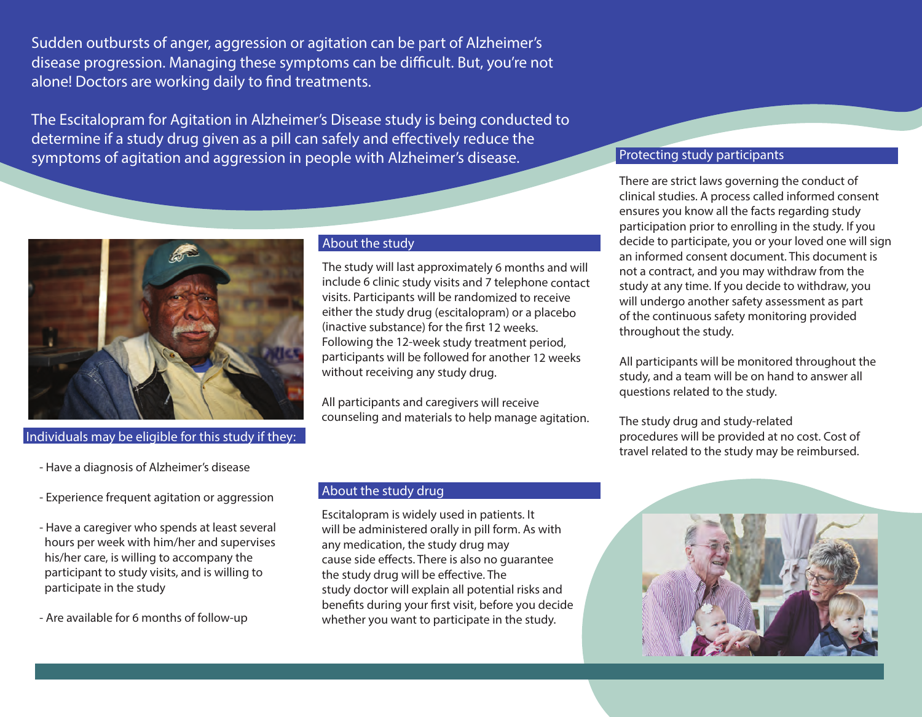Sudden outbursts of anger, aggression or agitation can be part of Alzheimer's disease progression. Managing these symptoms can be difficult. But, you're not alone! Doctors are working daily to find treatments.

The Escitalopram for Agitation in Alzheimer's Disease study is being conducted to determine if a study drug given as a pill can safely and effectively reduce the symptoms of agitation and aggression in people with Alzheimer's disease.

## Individuals may be eligible for this study if they:

- Have a diagnosis of Alzheimer's disease
- Experience frequent agitation or aggression
- Have a caregiver who spends at least several hours per week with him/her and supervises his/her care, is willing to accompany the participant to study visits, and is willing to participate in the study
- Are available for 6 months of follow-up

## About the study

The study will last approximately 6 months and will include 6 clinic study visits and 7 telephone contact visits. Participants will be randomized to receive either the study drug (escitalopram) or a placebo (inactive substance) for the first 12 weeks. Following the 12-week study treatment period, participants will be followed for another 12 weeks without receiving any study drug.

All participants and caregivers will receive counseling and materials to help manage agitation.

## About the study drug

Escitalopram is widely used in patients. It will be administered orally in pill form. As with any medication, the study drug may cause side effects. There is also no guarantee the study drug will be effective. The study doctor will explain all potential risks and benefits during your first visit, before you decide whether you want to participate in the study.

## Protecting study participants

There are strict laws governing the conduct of clinical studies. A process called informed consent ensures you know all the facts regarding study participation prior to enrolling in the study. If you decide to participate, you or your loved one will sign an informed consent document. This document is not a contract, and you may withdraw from the study at any time. If you decide to withdraw, you will undergo another safety assessment as part of the continuous safety monitoring provided throughout the study.

All participants will be monitored throughout the study, and a team will be on hand to answer all questions related to the study.

The study drug and study-related procedures will be provided at no cost. Cost of travel related to the study may be reimbursed.